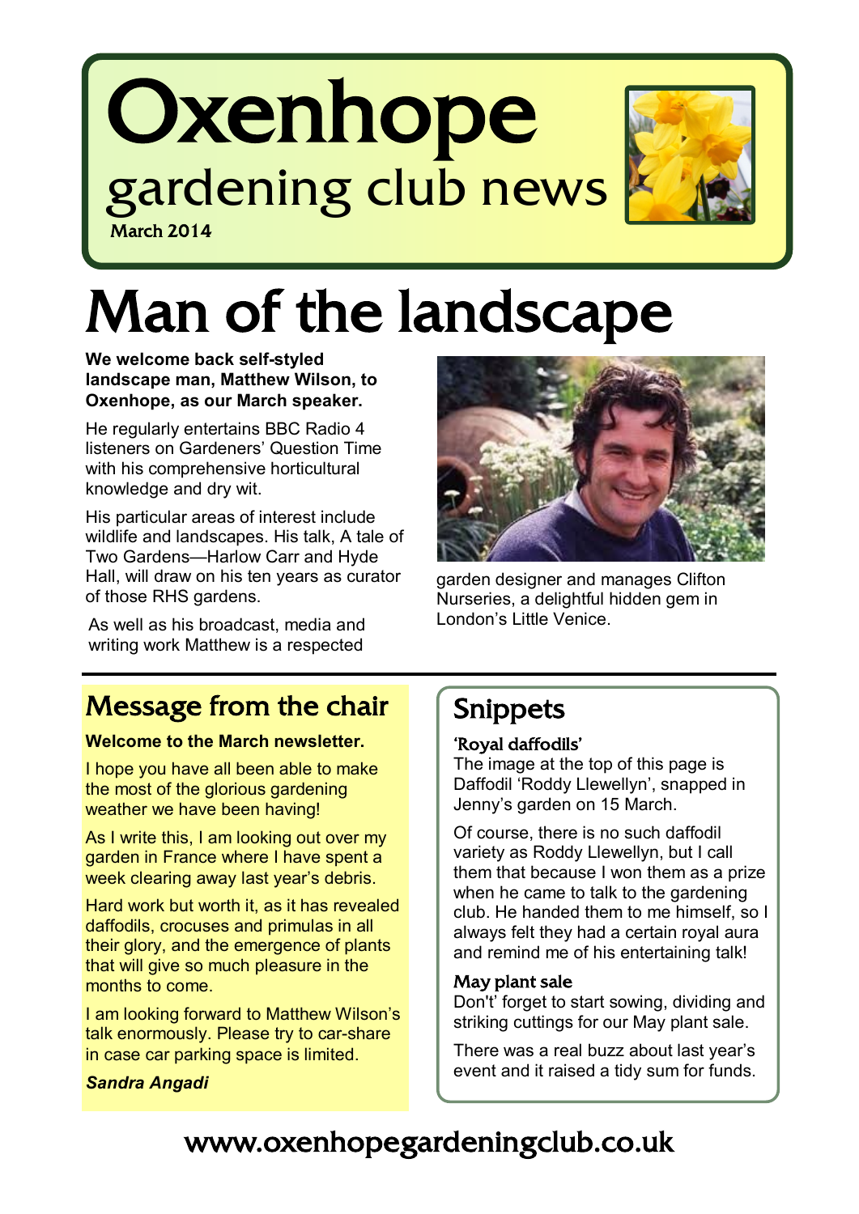# Oxenhope gardening club news

March 2014

# Man of the landscape

**We welcome back self-styled landscape man, Matthew Wilson, to Oxenhope, as our March speaker.**

He regularly entertains BBC Radio 4 listeners on Gardeners' Question Time with his comprehensive horticultural knowledge and dry wit.

His particular areas of interest include wildlife and landscapes. His talk, A tale of Two Gardens—Harlow Carr and Hyde Hall, will draw on his ten years as curator of those RHS gardens.

As well as his broadcast, media and writing work Matthew is a respected garden designer and manages Clifton Nurseries, a delightful hidden gem in London's Little Venice.

## Message from the chair

**Welcome to the March newsletter.**

I hope you have all been able to make the most of the glorious gardening weather we have been having!

As I write this, I am looking out over my garden in France where I have spent a week clearing away last year's debris.

Hard work but worth it, as it has revealed daffodils, crocuses and primulas in all their glory, and the emergence of plants that will give so much pleasure in the months to come.

I am looking forward to Matthew Wilson's talk enormously. Please try to car-share in case car parking space is limited.

***Sandra Angadi***

## Snippets

### 'Royal daffodils'

The image at the top of this page is Daffodil 'Roddy Llewellyn', snapped in Jenny's garden on 15 March.

Of course, there is no such daffodil variety as Roddy Llewellyn, but I call them that because I won them as a prize when he came to talk to the gardening club. He handed them to me himself, so I always felt they had a certain royal aura and remind me of his entertaining talk!

### May plant sale

Don't' forget to start sowing, dividing and striking cuttings for our May plant sale.

There was a real buzz about last year's event and it raised a tidy sum for funds.

www.oxenhopegardeningclub.co.uk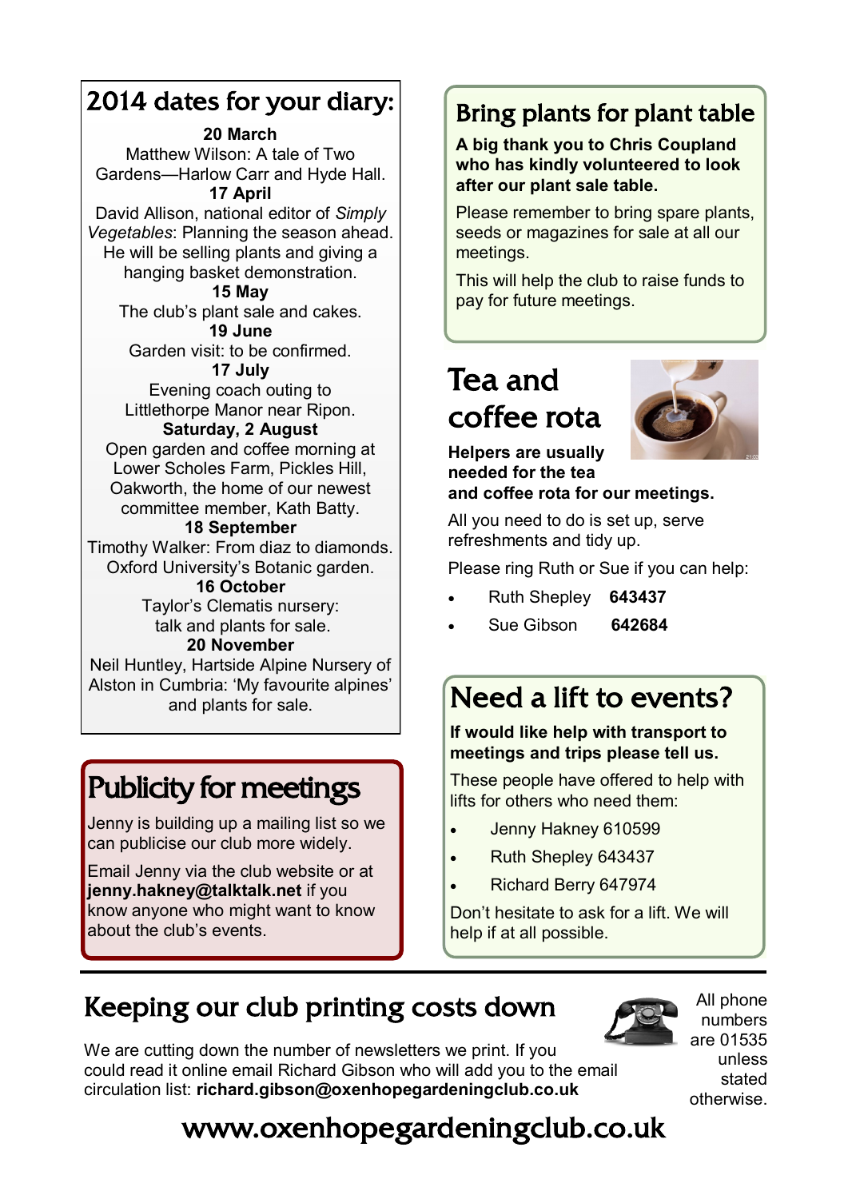## 2014 dates for your diary:

**20 March**
Matthew Wilson: A tale of Two Gardens—Harlow Carr and Hyde Hall.

**17 April**
David Allison, national editor of *Simply Vegetables*: Planning the season ahead. He will be selling plants and giving a hanging basket demonstration.

**15 May**
The club's plant sale and cakes.

**19 June**
Garden visit: to be confirmed.

**17 July**
Evening coach outing to Littlethorpe Manor near Ripon.

**Saturday, 2 August**
Open garden and coffee morning at Lower Scholes Farm, Pickles Hill, Oakworth, the home of our newest committee member, Kath Batty.

**18 September**
Timothy Walker: From diaz to diamonds. Oxford University's Botanic garden.

**16 October**
Taylor's Clematis nursery: talk and plants for sale.

**20 November**
Neil Huntley, Hartside Alpine Nursery of Alston in Cumbria: 'My favourite alpines' and plants for sale.

## Publicity for meetings

Jenny is building up a mailing list so we can publicise our club more widely.

Email Jenny via the club website or at **jenny.hakney@talktalk.net** if you know anyone who might want to know about the club's events.

## Bring plants for plant table

**A big thank you to Chris Coupland who has kindly volunteered to look after our plant sale table.**

Please remember to bring spare plants, seeds or magazines for sale at all our meetings.

This will help the club to raise funds to pay for future meetings.

## Tea and coffee rota

**Helpers are usually needed for the tea and coffee rota for our meetings.**

All you need to do is set up, serve refreshments and tidy up.

Please ring Ruth or Sue if you can help:

- Ruth Shepley **643437**
- Sue Gibson **642684**

## Need a lift to events?

**If would like help with transport to meetings and trips please tell us.**

These people have offered to help with lifts for others who need them:

- Jenny Hakney 610599
- Ruth Shepley 643437
- Richard Berry 647974

Don't hesitate to ask for a lift. We will help if at all possible.

## Keeping our club printing costs down

We are cutting down the number of newsletters we print. If you could read it online email Richard Gibson who will add you to the email circulation list: **richard.gibson@oxenhopegardeningclub.co.uk**

All phone numbers are 01535 unless stated otherwise.

**www.oxenhopegardeningclub.co.uk**